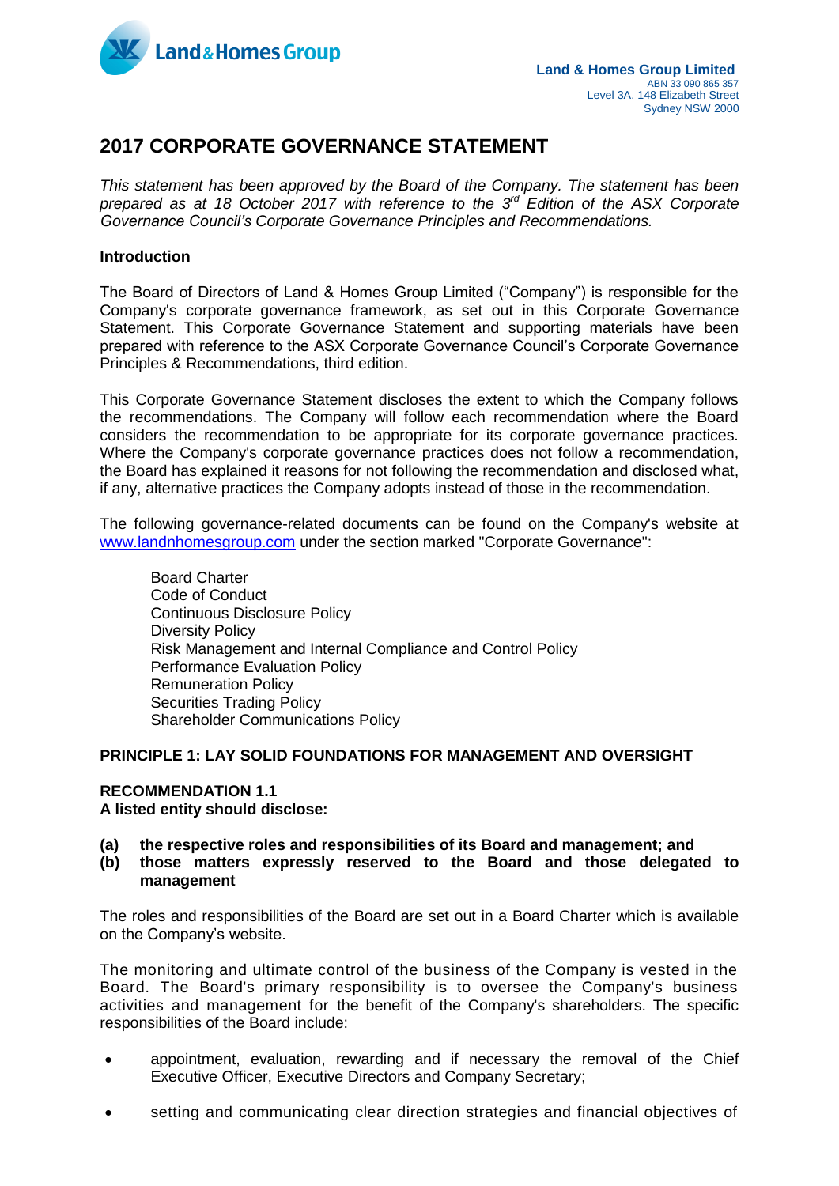Land & Homes Group

**Land & Homes Group Limited**
ABN 33 090 865 357
Level 3A, 148 Elizabeth Street
Sydney NSW 2000

# 2017 CORPORATE GOVERNANCE STATEMENT

*This statement has been approved by the Board of the Company. The statement has been prepared as at 18 October 2017 with reference to the 3rd Edition of the ASX Corporate Governance Council's Corporate Governance Principles and Recommendations.*

## Introduction

The Board of Directors of Land & Homes Group Limited ("Company") is responsible for the Company's corporate governance framework, as set out in this Corporate Governance Statement. This Corporate Governance Statement and supporting materials have been prepared with reference to the ASX Corporate Governance Council's Corporate Governance Principles & Recommendations, third edition.

This Corporate Governance Statement discloses the extent to which the Company follows the recommendations. The Company will follow each recommendation where the Board considers the recommendation to be appropriate for its corporate governance practices. Where the Company's corporate governance practices does not follow a recommendation, the Board has explained it reasons for not following the recommendation and disclosed what, if any, alternative practices the Company adopts instead of those in the recommendation.

The following governance-related documents can be found on the Company's website at www.landnhomesgroup.com under the section marked "Corporate Governance":

Board Charter
Code of Conduct
Continuous Disclosure Policy
Diversity Policy
Risk Management and Internal Compliance and Control Policy
Performance Evaluation Policy
Remuneration Policy
Securities Trading Policy
Shareholder Communications Policy

## PRINCIPLE 1: LAY SOLID FOUNDATIONS FOR MANAGEMENT AND OVERSIGHT

### RECOMMENDATION 1.1
**A listed entity should disclose:**

**(a) the respective roles and responsibilities of its Board and management; and**
**(b) those matters expressly reserved to the Board and those delegated to management**

The roles and responsibilities of the Board are set out in a Board Charter which is available on the Company's website.

The monitoring and ultimate control of the business of the Company is vested in the Board. The Board's primary responsibility is to oversee the Company's business activities and management for the benefit of the Company's shareholders. The specific responsibilities of the Board include:

- appointment, evaluation, rewarding and if necessary the removal of the Chief Executive Officer, Executive Directors and Company Secretary;
- setting and communicating clear direction strategies and financial objectives of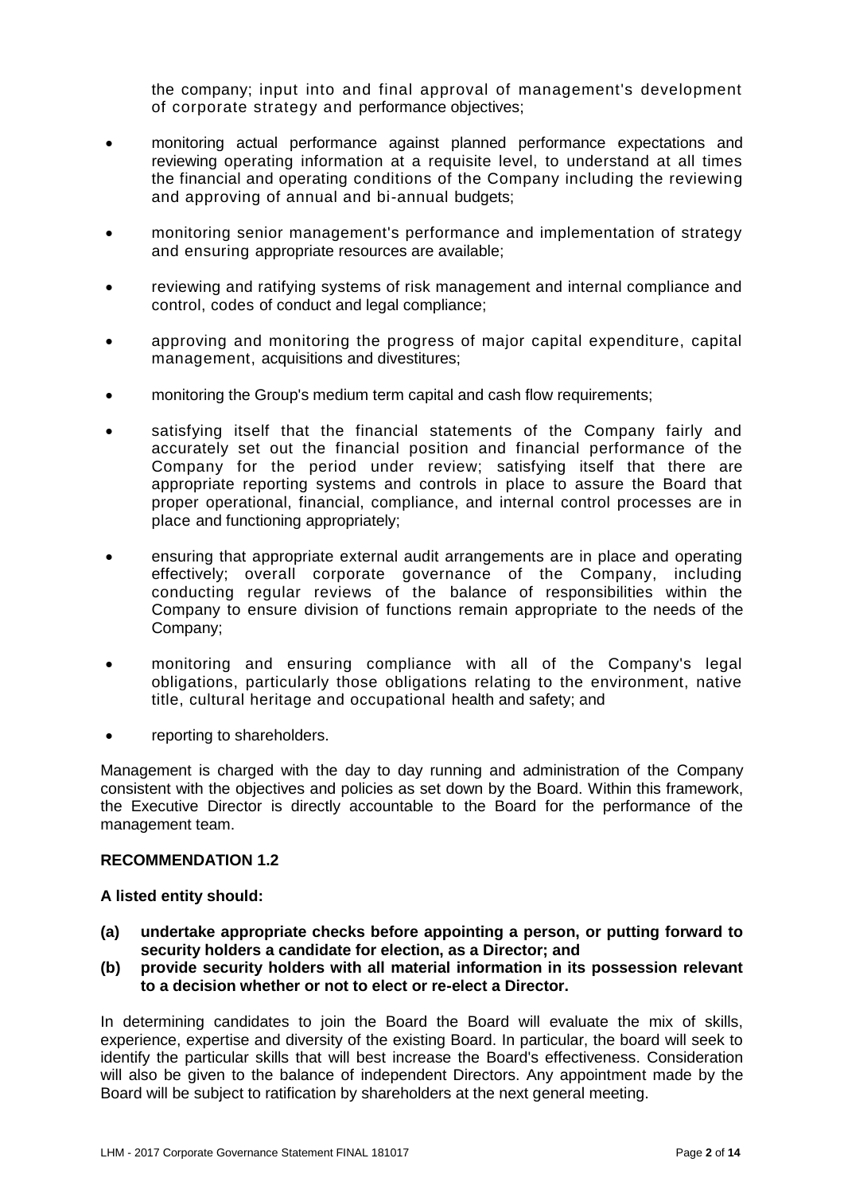the company; input into and final approval of management's development of corporate strategy and performance objectives;

- monitoring actual performance against planned performance expectations and reviewing operating information at a requisite level, to understand at all times the financial and operating conditions of the Company including the reviewing and approving of annual and bi-annual budgets;
- monitoring senior management's performance and implementation of strategy and ensuring appropriate resources are available;
- reviewing and ratifying systems of risk management and internal compliance and control, codes of conduct and legal compliance;
- approving and monitoring the progress of major capital expenditure, capital management, acquisitions and divestitures;
- monitoring the Group's medium term capital and cash flow requirements;
- satisfying itself that the financial statements of the Company fairly and accurately set out the financial position and financial performance of the Company for the period under review; satisfying itself that there are appropriate reporting systems and controls in place to assure the Board that proper operational, financial, compliance, and internal control processes are in place and functioning appropriately;
- ensuring that appropriate external audit arrangements are in place and operating effectively; overall corporate governance of the Company, including conducting regular reviews of the balance of responsibilities within the Company to ensure division of functions remain appropriate to the needs of the Company;
- monitoring and ensuring compliance with all of the Company's legal obligations, particularly those obligations relating to the environment, native title, cultural heritage and occupational health and safety; and
- reporting to shareholders.

Management is charged with the day to day running and administration of the Company consistent with the objectives and policies as set down by the Board. Within this framework, the Executive Director is directly accountable to the Board for the performance of the management team.

**RECOMMENDATION 1.2**

**A listed entity should:**

**(a) undertake appropriate checks before appointing a person, or putting forward to security holders a candidate for election, as a Director; and**

**(b) provide security holders with all material information in its possession relevant to a decision whether or not to elect or re-elect a Director.**

In determining candidates to join the Board the Board will evaluate the mix of skills, experience, expertise and diversity of the existing Board. In particular, the board will seek to identify the particular skills that will best increase the Board's effectiveness. Consideration will also be given to the balance of independent Directors. Any appointment made by the Board will be subject to ratification by shareholders at the next general meeting.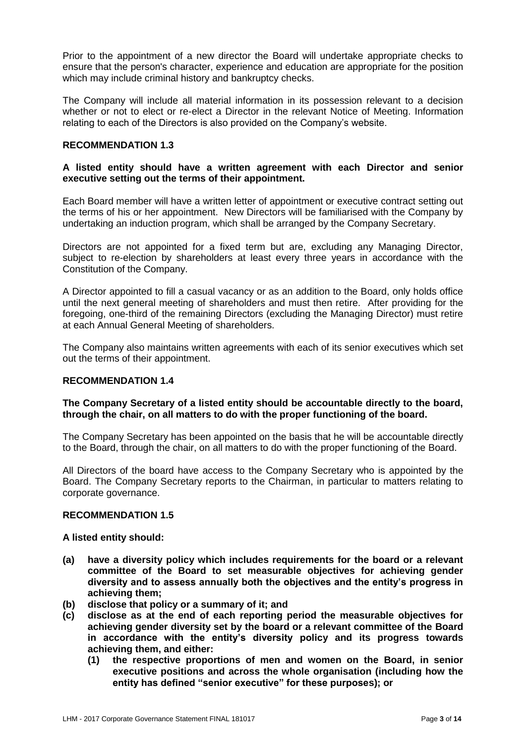Prior to the appointment of a new director the Board will undertake appropriate checks to ensure that the person's character, experience and education are appropriate for the position which may include criminal history and bankruptcy checks.

The Company will include all material information in its possession relevant to a decision whether or not to elect or re-elect a Director in the relevant Notice of Meeting. Information relating to each of the Directors is also provided on the Company's website.

**RECOMMENDATION 1.3**

**A listed entity should have a written agreement with each Director and senior executive setting out the terms of their appointment.**

Each Board member will have a written letter of appointment or executive contract setting out the terms of his or her appointment. New Directors will be familiarised with the Company by undertaking an induction program, which shall be arranged by the Company Secretary.

Directors are not appointed for a fixed term but are, excluding any Managing Director, subject to re-election by shareholders at least every three years in accordance with the Constitution of the Company.

A Director appointed to fill a casual vacancy or as an addition to the Board, only holds office until the next general meeting of shareholders and must then retire. After providing for the foregoing, one-third of the remaining Directors (excluding the Managing Director) must retire at each Annual General Meeting of shareholders.

The Company also maintains written agreements with each of its senior executives which set out the terms of their appointment.

**RECOMMENDATION 1.4**

**The Company Secretary of a listed entity should be accountable directly to the board, through the chair, on all matters to do with the proper functioning of the board.**

The Company Secretary has been appointed on the basis that he will be accountable directly to the Board, through the chair, on all matters to do with the proper functioning of the Board.

All Directors of the board have access to the Company Secretary who is appointed by the Board. The Company Secretary reports to the Chairman, in particular to matters relating to corporate governance.

**RECOMMENDATION 1.5**

**A listed entity should:**

- **(a) have a diversity policy which includes requirements for the board or a relevant committee of the Board to set measurable objectives for achieving gender diversity and to assess annually both the objectives and the entity's progress in achieving them;**
- **(b) disclose that policy or a summary of it; and**
- **(c) disclose as at the end of each reporting period the measurable objectives for achieving gender diversity set by the board or a relevant committee of the Board in accordance with the entity's diversity policy and its progress towards achieving them, and either:**
  - **(1) the respective proportions of men and women on the Board, in senior executive positions and across the whole organisation (including how the entity has defined "senior executive" for these purposes); or**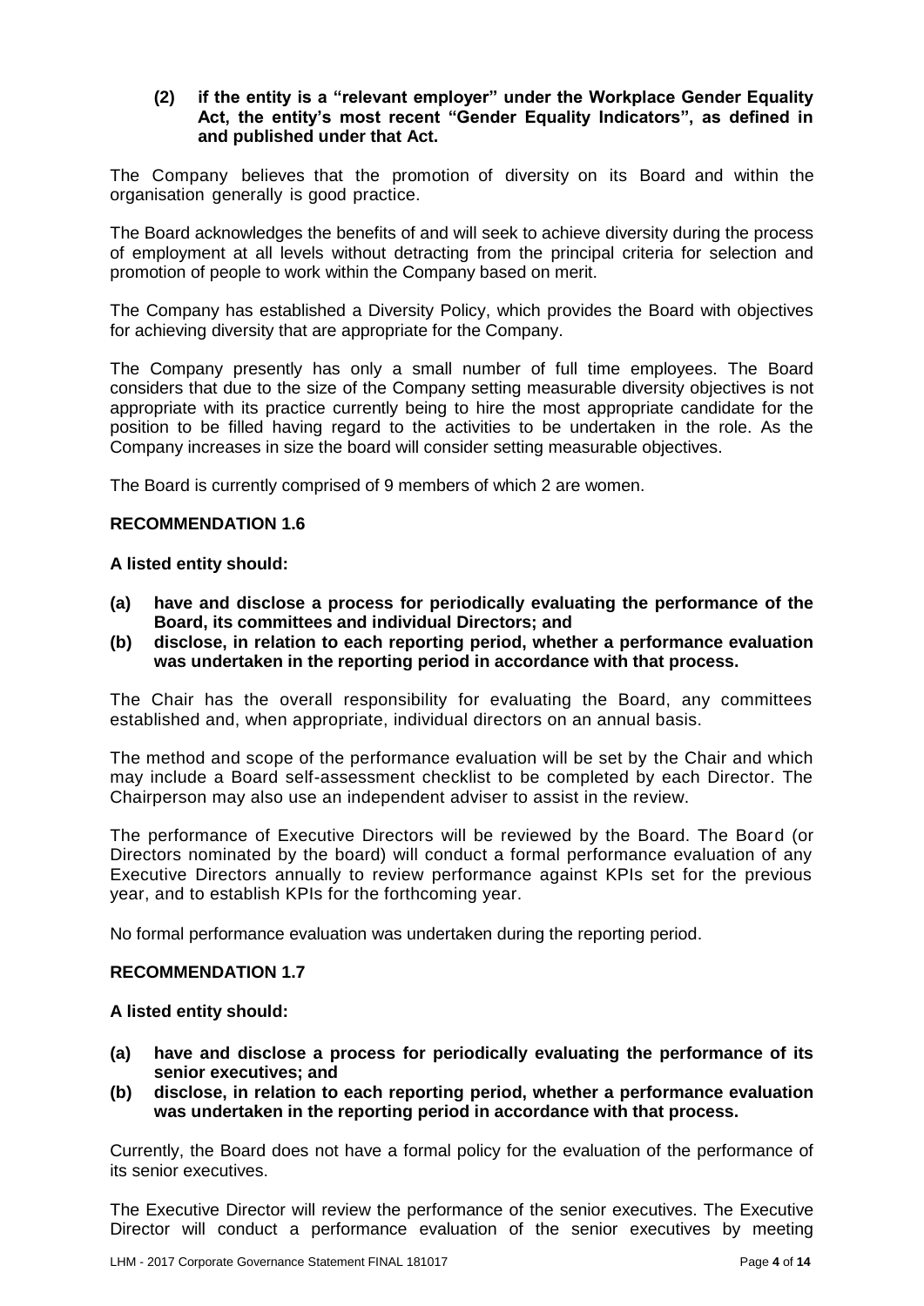**(2) if the entity is a "relevant employer" under the Workplace Gender Equality Act, the entity's most recent "Gender Equality Indicators", as defined in and published under that Act.**

The Company believes that the promotion of diversity on its Board and within the organisation generally is good practice.

The Board acknowledges the benefits of and will seek to achieve diversity during the process of employment at all levels without detracting from the principal criteria for selection and promotion of people to work within the Company based on merit.

The Company has established a Diversity Policy, which provides the Board with objectives for achieving diversity that are appropriate for the Company.

The Company presently has only a small number of full time employees. The Board considers that due to the size of the Company setting measurable diversity objectives is not appropriate with its practice currently being to hire the most appropriate candidate for the position to be filled having regard to the activities to be undertaken in the role. As the Company increases in size the board will consider setting measurable objectives.

The Board is currently comprised of 9 members of which 2 are women.

**RECOMMENDATION 1.6**

**A listed entity should:**

**(a) have and disclose a process for periodically evaluating the performance of the Board, its committees and individual Directors; and**

**(b) disclose, in relation to each reporting period, whether a performance evaluation was undertaken in the reporting period in accordance with that process.**

The Chair has the overall responsibility for evaluating the Board, any committees established and, when appropriate, individual directors on an annual basis.

The method and scope of the performance evaluation will be set by the Chair and which may include a Board self-assessment checklist to be completed by each Director. The Chairperson may also use an independent adviser to assist in the review.

The performance of Executive Directors will be reviewed by the Board. The Board (or Directors nominated by the board) will conduct a formal performance evaluation of any Executive Directors annually to review performance against KPIs set for the previous year, and to establish KPIs for the forthcoming year.

No formal performance evaluation was undertaken during the reporting period.

**RECOMMENDATION 1.7**

**A listed entity should:**

**(a) have and disclose a process for periodically evaluating the performance of its senior executives; and**

**(b) disclose, in relation to each reporting period, whether a performance evaluation was undertaken in the reporting period in accordance with that process.**

Currently, the Board does not have a formal policy for the evaluation of the performance of its senior executives.

The Executive Director will review the performance of the senior executives. The Executive Director will conduct a performance evaluation of the senior executives by meeting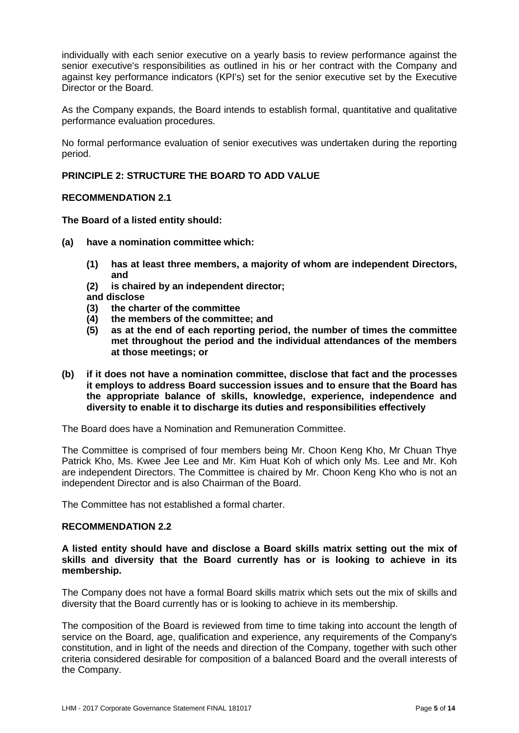individually with each senior executive on a yearly basis to review performance against the senior executive's responsibilities as outlined in his or her contract with the Company and against key performance indicators (KPI's) set for the senior executive set by the Executive Director or the Board.

As the Company expands, the Board intends to establish formal, quantitative and qualitative performance evaluation procedures.

No formal performance evaluation of senior executives was undertaken during the reporting period.

## PRINCIPLE 2: STRUCTURE THE BOARD TO ADD VALUE

### RECOMMENDATION 2.1

**The Board of a listed entity should:**

**(a) have a nomination committee which:**

- **(1) has at least three members, a majority of whom are independent Directors, and**
- **(2) is chaired by an independent director;**

**and disclose**

- **(3) the charter of the committee**
- **(4) the members of the committee; and**
- **(5) as at the end of each reporting period, the number of times the committee met throughout the period and the individual attendances of the members at those meetings; or**

**(b) if it does not have a nomination committee, disclose that fact and the processes it employs to address Board succession issues and to ensure that the Board has the appropriate balance of skills, knowledge, experience, independence and diversity to enable it to discharge its duties and responsibilities effectively**

The Board does have a Nomination and Remuneration Committee.

The Committee is comprised of four members being Mr. Choon Keng Kho, Mr Chuan Thye Patrick Kho, Ms. Kwee Jee Lee and Mr. Kim Huat Koh of which only Ms. Lee and Mr. Koh are independent Directors. The Committee is chaired by Mr. Choon Keng Kho who is not an independent Director and is also Chairman of the Board.

The Committee has not established a formal charter.

### RECOMMENDATION 2.2

**A listed entity should have and disclose a Board skills matrix setting out the mix of skills and diversity that the Board currently has or is looking to achieve in its membership.**

The Company does not have a formal Board skills matrix which sets out the mix of skills and diversity that the Board currently has or is looking to achieve in its membership.

The composition of the Board is reviewed from time to time taking into account the length of service on the Board, age, qualification and experience, any requirements of the Company's constitution, and in light of the needs and direction of the Company, together with such other criteria considered desirable for composition of a balanced Board and the overall interests of the Company.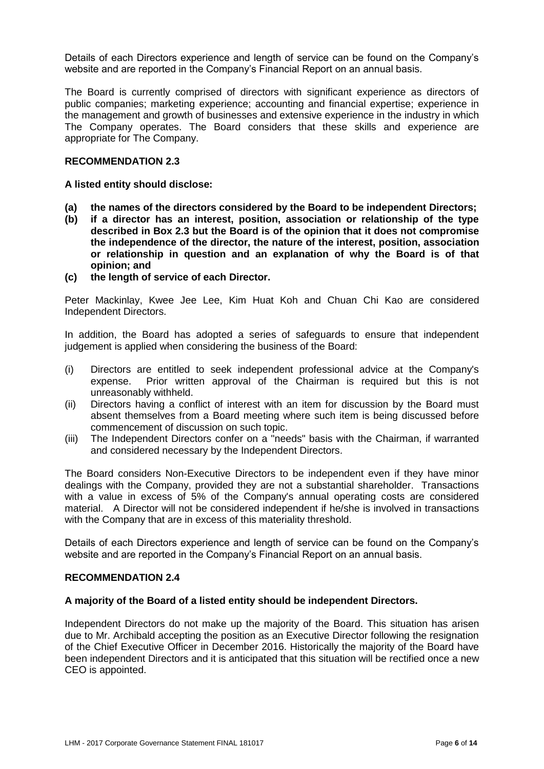Details of each Directors experience and length of service can be found on the Company's website and are reported in the Company's Financial Report on an annual basis.

The Board is currently comprised of directors with significant experience as directors of public companies; marketing experience; accounting and financial expertise; experience in the management and growth of businesses and extensive experience in the industry in which The Company operates. The Board considers that these skills and experience are appropriate for The Company.

**RECOMMENDATION 2.3**

**A listed entity should disclose:**

**(a) the names of the directors considered by the Board to be independent Directors;**
**(b) if a director has an interest, position, association or relationship of the type described in Box 2.3 but the Board is of the opinion that it does not compromise the independence of the director, the nature of the interest, position, association or relationship in question and an explanation of why the Board is of that opinion; and**
**(c) the length of service of each Director.**

Peter Mackinlay, Kwee Jee Lee, Kim Huat Koh and Chuan Chi Kao are considered Independent Directors.

In addition, the Board has adopted a series of safeguards to ensure that independent judgement is applied when considering the business of the Board:

(i) Directors are entitled to seek independent professional advice at the Company's expense. Prior written approval of the Chairman is required but this is not unreasonably withheld.
(ii) Directors having a conflict of interest with an item for discussion by the Board must absent themselves from a Board meeting where such item is being discussed before commencement of discussion on such topic.
(iii) The Independent Directors confer on a "needs" basis with the Chairman, if warranted and considered necessary by the Independent Directors.

The Board considers Non-Executive Directors to be independent even if they have minor dealings with the Company, provided they are not a substantial shareholder. Transactions with a value in excess of 5% of the Company's annual operating costs are considered material. A Director will not be considered independent if he/she is involved in transactions with the Company that are in excess of this materiality threshold.

Details of each Directors experience and length of service can be found on the Company's website and are reported in the Company's Financial Report on an annual basis.

**RECOMMENDATION 2.4**

**A majority of the Board of a listed entity should be independent Directors.**

Independent Directors do not make up the majority of the Board. This situation has arisen due to Mr. Archibald accepting the position as an Executive Director following the resignation of the Chief Executive Officer in December 2016. Historically the majority of the Board have been independent Directors and it is anticipated that this situation will be rectified once a new CEO is appointed.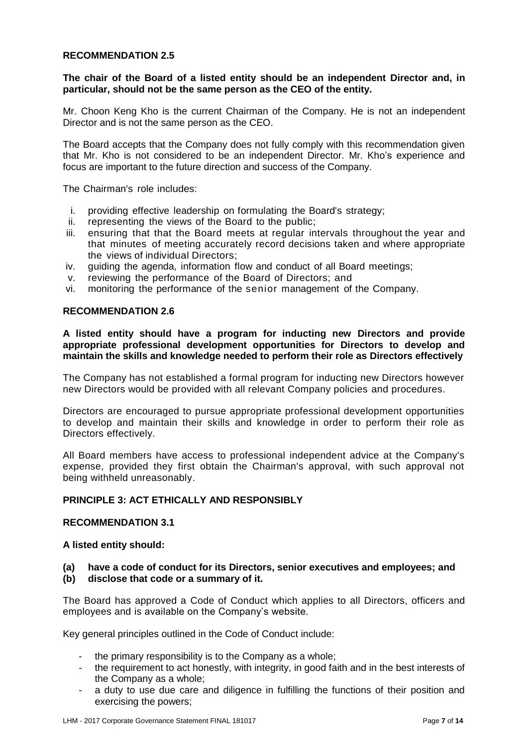**RECOMMENDATION 2.5**

**The chair of the Board of a listed entity should be an independent Director and, in particular, should not be the same person as the CEO of the entity.**

Mr. Choon Keng Kho is the current Chairman of the Company. He is not an independent Director and is not the same person as the CEO.

The Board accepts that the Company does not fully comply with this recommendation given that Mr. Kho is not considered to be an independent Director. Mr. Kho's experience and focus are important to the future direction and success of the Company.

The Chairman's role includes:

i. providing effective leadership on formulating the Board's strategy;
ii. representing the views of the Board to the public;
iii. ensuring that that the Board meets at regular intervals throughout the year and that minutes of meeting accurately record decisions taken and where appropriate the views of individual Directors;
iv. guiding the agenda, information flow and conduct of all Board meetings;
v. reviewing the performance of the Board of Directors; and
vi. monitoring the performance of the senior management of the Company.

**RECOMMENDATION 2.6**

**A listed entity should have a program for inducting new Directors and provide appropriate professional development opportunities for Directors to develop and maintain the skills and knowledge needed to perform their role as Directors effectively**

The Company has not established a formal program for inducting new Directors however new Directors would be provided with all relevant Company policies and procedures.

Directors are encouraged to pursue appropriate professional development opportunities to develop and maintain their skills and knowledge in order to perform their role as Directors effectively.

All Board members have access to professional independent advice at the Company's expense, provided they first obtain the Chairman's approval, with such approval not being withheld unreasonably.

**PRINCIPLE 3: ACT ETHICALLY AND RESPONSIBLY**

**RECOMMENDATION 3.1**

**A listed entity should:**

**(a) have a code of conduct for its Directors, senior executives and employees; and**
**(b) disclose that code or a summary of it.**

The Board has approved a Code of Conduct which applies to all Directors, officers and employees and is available on the Company's website.

Key general principles outlined in the Code of Conduct include:

- the primary responsibility is to the Company as a whole;
- the requirement to act honestly, with integrity, in good faith and in the best interests of the Company as a whole;
- a duty to use due care and diligence in fulfilling the functions of their position and exercising the powers;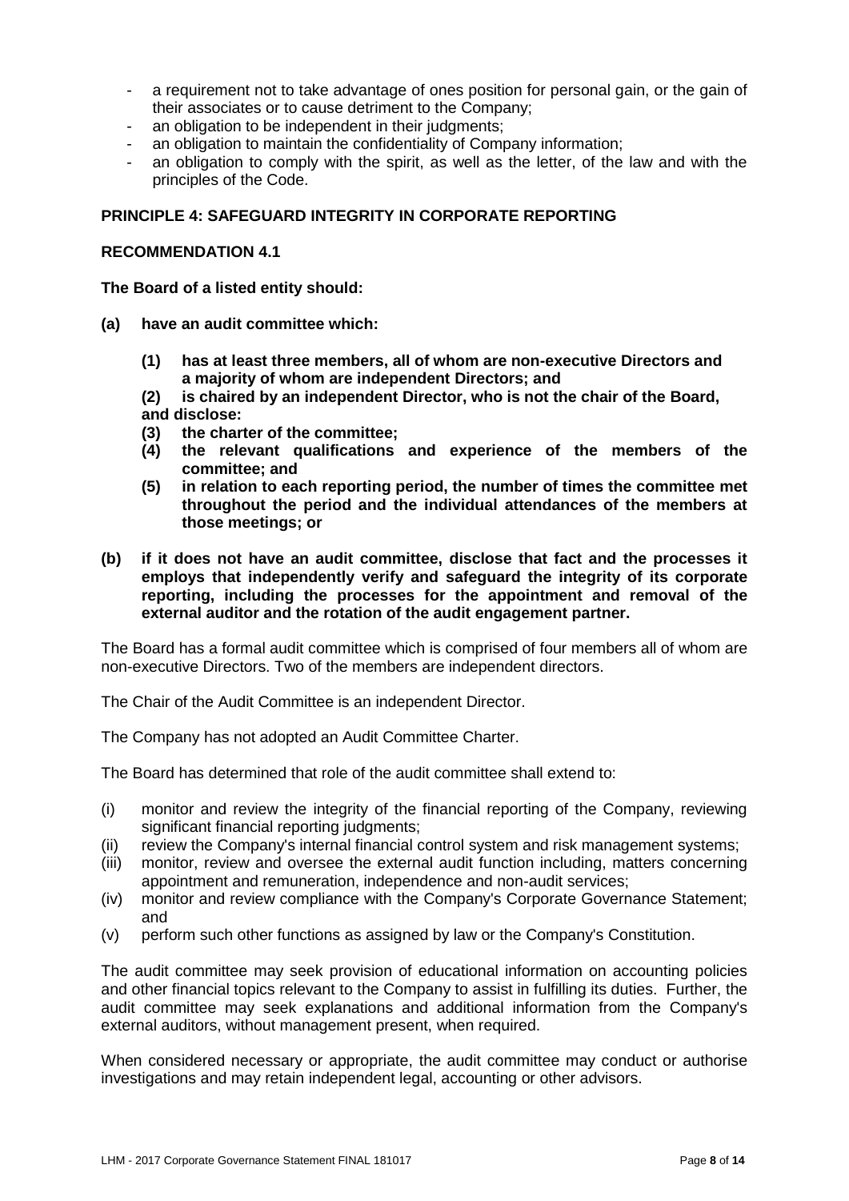- a requirement not to take advantage of ones position for personal gain, or the gain of their associates or to cause detriment to the Company;
- an obligation to be independent in their judgments;
- an obligation to maintain the confidentiality of Company information;
- an obligation to comply with the spirit, as well as the letter, of the law and with the principles of the Code.

## PRINCIPLE 4: SAFEGUARD INTEGRITY IN CORPORATE REPORTING

### RECOMMENDATION 4.1

**The Board of a listed entity should:**

**(a) have an audit committee which:**

> **(1) has at least three members, all of whom are non-executive Directors and a majority of whom are independent Directors; and**
>
> **(2) is chaired by an independent Director, who is not the chair of the Board,**

**and disclose:**

> **(3) the charter of the committee;**
>
> **(4) the relevant qualifications and experience of the members of the committee; and**
>
> **(5) in relation to each reporting period, the number of times the committee met throughout the period and the individual attendances of the members at those meetings; or**

**(b) if it does not have an audit committee, disclose that fact and the processes it employs that independently verify and safeguard the integrity of its corporate reporting, including the processes for the appointment and removal of the external auditor and the rotation of the audit engagement partner.**

The Board has a formal audit committee which is comprised of four members all of whom are non-executive Directors. Two of the members are independent directors.

The Chair of the Audit Committee is an independent Director.

The Company has not adopted an Audit Committee Charter.

The Board has determined that role of the audit committee shall extend to:

(i) monitor and review the integrity of the financial reporting of the Company, reviewing significant financial reporting judgments;

(ii) review the Company's internal financial control system and risk management systems;

(iii) monitor, review and oversee the external audit function including, matters concerning appointment and remuneration, independence and non-audit services;

(iv) monitor and review compliance with the Company's Corporate Governance Statement; and

(v) perform such other functions as assigned by law or the Company's Constitution.

The audit committee may seek provision of educational information on accounting policies and other financial topics relevant to the Company to assist in fulfilling its duties. Further, the audit committee may seek explanations and additional information from the Company's external auditors, without management present, when required.

When considered necessary or appropriate, the audit committee may conduct or authorise investigations and may retain independent legal, accounting or other advisors.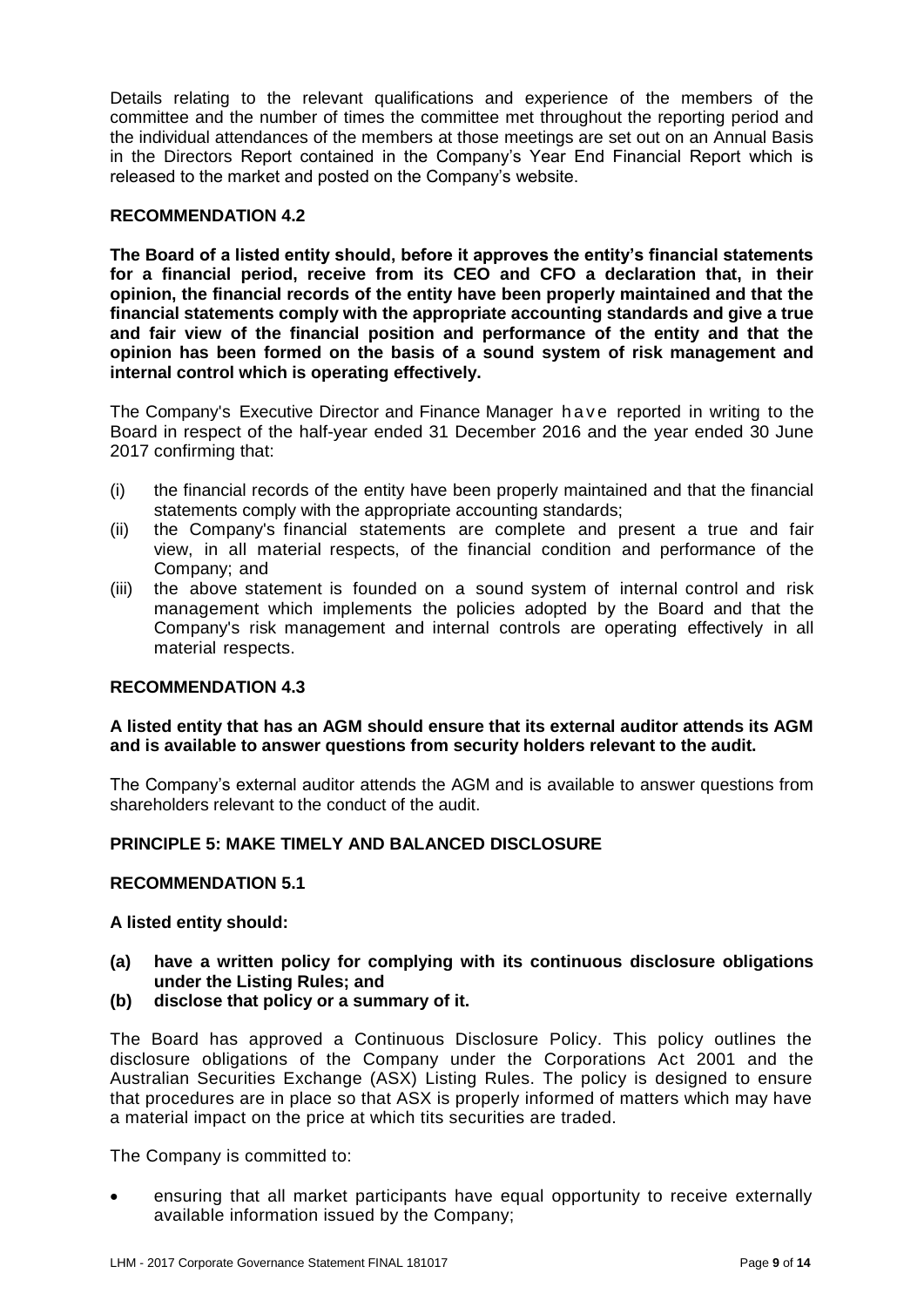Details relating to the relevant qualifications and experience of the members of the committee and the number of times the committee met throughout the reporting period and the individual attendances of the members at those meetings are set out on an Annual Basis in the Directors Report contained in the Company's Year End Financial Report which is released to the market and posted on the Company's website.

**RECOMMENDATION 4.2**

**The Board of a listed entity should, before it approves the entity's financial statements for a financial period, receive from its CEO and CFO a declaration that, in their opinion, the financial records of the entity have been properly maintained and that the financial statements comply with the appropriate accounting standards and give a true and fair view of the financial position and performance of the entity and that the opinion has been formed on the basis of a sound system of risk management and internal control which is operating effectively.**

The Company's Executive Director and Finance Manager have reported in writing to the Board in respect of the half-year ended 31 December 2016 and the year ended 30 June 2017 confirming that:

(i) the financial records of the entity have been properly maintained and that the financial statements comply with the appropriate accounting standards;

(ii) the Company's financial statements are complete and present a true and fair view, in all material respects, of the financial condition and performance of the Company; and

(iii) the above statement is founded on a sound system of internal control and risk management which implements the policies adopted by the Board and that the Company's risk management and internal controls are operating effectively in all material respects.

**RECOMMENDATION 4.3**

**A listed entity that has an AGM should ensure that its external auditor attends its AGM and is available to answer questions from security holders relevant to the audit.**

The Company's external auditor attends the AGM and is available to answer questions from shareholders relevant to the conduct of the audit.

**PRINCIPLE 5: MAKE TIMELY AND BALANCED DISCLOSURE**

**RECOMMENDATION 5.1**

**A listed entity should:**

**(a) have a written policy for complying with its continuous disclosure obligations under the Listing Rules; and**

**(b) disclose that policy or a summary of it.**

The Board has approved a Continuous Disclosure Policy. This policy outlines the disclosure obligations of the Company under the Corporations Act 2001 and the Australian Securities Exchange (ASX) Listing Rules. The policy is designed to ensure that procedures are in place so that ASX is properly informed of matters which may have a material impact on the price at which tits securities are traded.

The Company is committed to:

- ensuring that all market participants have equal opportunity to receive externally available information issued by the Company;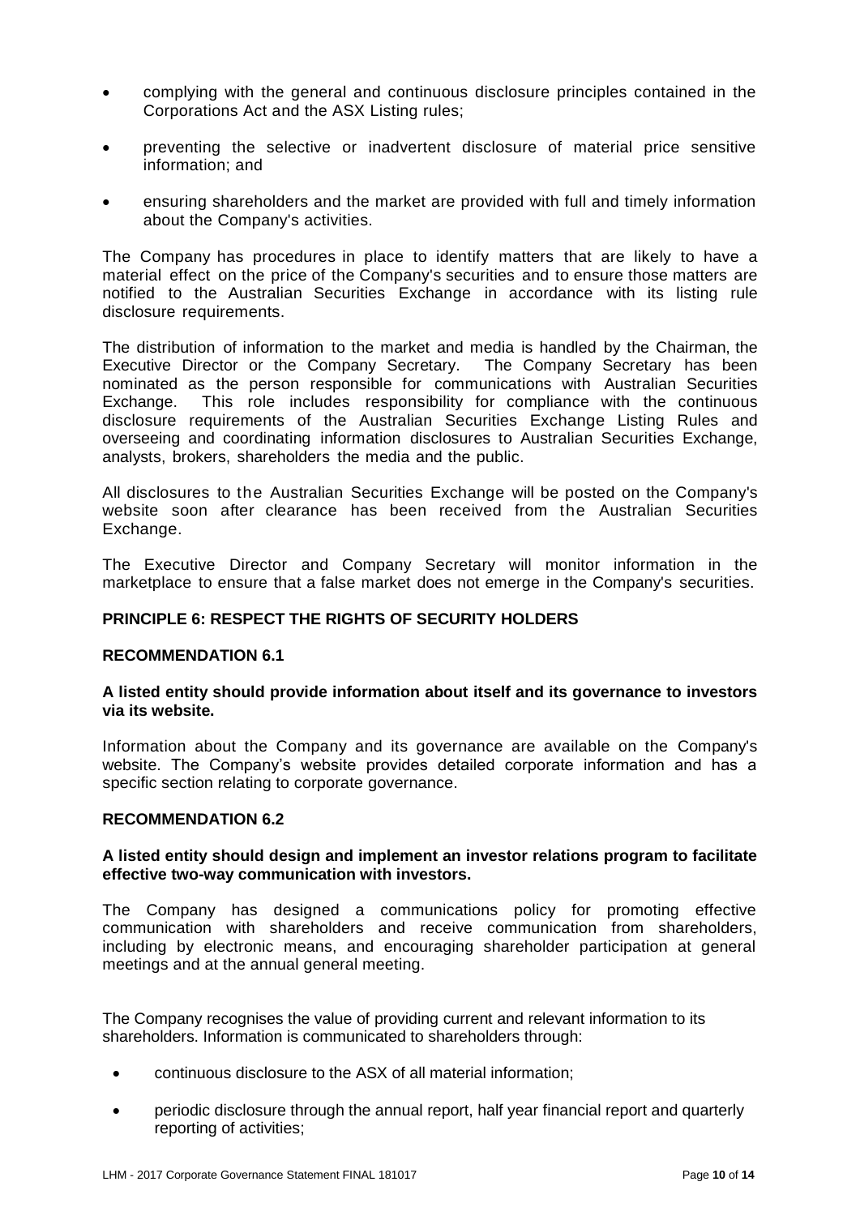- complying with the general and continuous disclosure principles contained in the Corporations Act and the ASX Listing rules;
- preventing the selective or inadvertent disclosure of material price sensitive information; and
- ensuring shareholders and the market are provided with full and timely information about the Company's activities.

The Company has procedures in place to identify matters that are likely to have a material effect on the price of the Company's securities and to ensure those matters are notified to the Australian Securities Exchange in accordance with its listing rule disclosure requirements.

The distribution of information to the market and media is handled by the Chairman, the Executive Director or the Company Secretary. The Company Secretary has been nominated as the person responsible for communications with Australian Securities Exchange. This role includes responsibility for compliance with the continuous disclosure requirements of the Australian Securities Exchange Listing Rules and overseeing and coordinating information disclosures to Australian Securities Exchange, analysts, brokers, shareholders the media and the public.

All disclosures to the Australian Securities Exchange will be posted on the Company's website soon after clearance has been received from the Australian Securities Exchange.

The Executive Director and Company Secretary will monitor information in the marketplace to ensure that a false market does not emerge in the Company's securities.

## PRINCIPLE 6: RESPECT THE RIGHTS OF SECURITY HOLDERS

### RECOMMENDATION 6.1

**A listed entity should provide information about itself and its governance to investors via its website.**

Information about the Company and its governance are available on the Company's website. The Company's website provides detailed corporate information and has a specific section relating to corporate governance.

### RECOMMENDATION 6.2

**A listed entity should design and implement an investor relations program to facilitate effective two-way communication with investors.**

The Company has designed a communications policy for promoting effective communication with shareholders and receive communication from shareholders, including by electronic means, and encouraging shareholder participation at general meetings and at the annual general meeting.

The Company recognises the value of providing current and relevant information to its shareholders. Information is communicated to shareholders through:

- continuous disclosure to the ASX of all material information;
- periodic disclosure through the annual report, half year financial report and quarterly reporting of activities;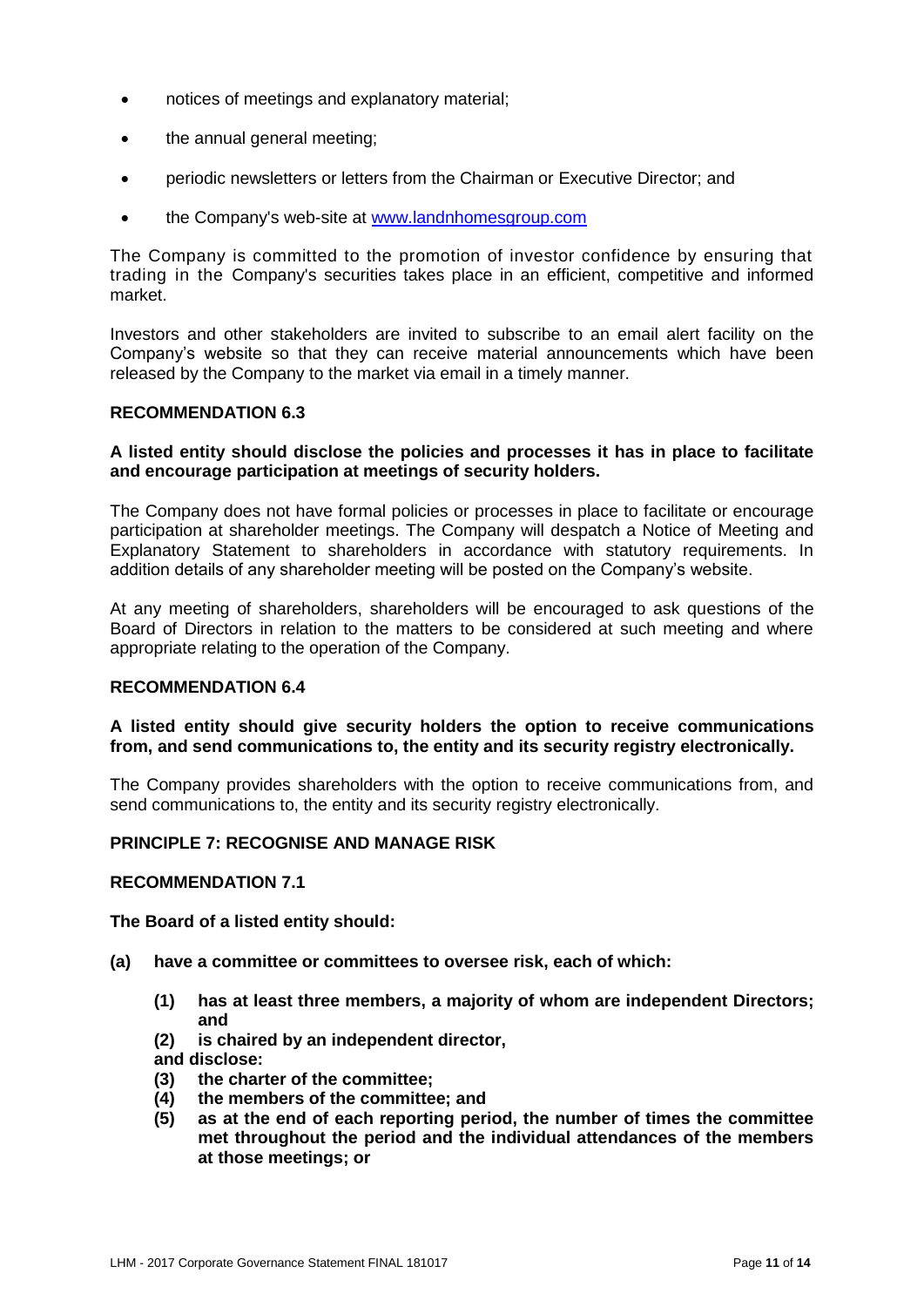- notices of meetings and explanatory material;
- the annual general meeting;
- periodic newsletters or letters from the Chairman or Executive Director; and
- the Company's web-site at [www.landnhomesgroup.com](http://www.landnhomesgroup.com)

The Company is committed to the promotion of investor confidence by ensuring that trading in the Company's securities takes place in an efficient, competitive and informed market.

Investors and other stakeholders are invited to subscribe to an email alert facility on the Company's website so that they can receive material announcements which have been released by the Company to the market via email in a timely manner.

**RECOMMENDATION 6.3**

**A listed entity should disclose the policies and processes it has in place to facilitate and encourage participation at meetings of security holders.**

The Company does not have formal policies or processes in place to facilitate or encourage participation at shareholder meetings. The Company will despatch a Notice of Meeting and Explanatory Statement to shareholders in accordance with statutory requirements. In addition details of any shareholder meeting will be posted on the Company's website.

At any meeting of shareholders, shareholders will be encouraged to ask questions of the Board of Directors in relation to the matters to be considered at such meeting and where appropriate relating to the operation of the Company.

**RECOMMENDATION 6.4**

**A listed entity should give security holders the option to receive communications from, and send communications to, the entity and its security registry electronically.**

The Company provides shareholders with the option to receive communications from, and send communications to, the entity and its security registry electronically.

**PRINCIPLE 7: RECOGNISE AND MANAGE RISK**

**RECOMMENDATION 7.1**

**The Board of a listed entity should:**

**(a) have a committee or committees to oversee risk, each of which:**

**(1) has at least three members, a majority of whom are independent Directors; and**

**(2) is chaired by an independent director,**

**and disclose:**

**(3) the charter of the committee;**

**(4) the members of the committee; and**

**(5) as at the end of each reporting period, the number of times the committee met throughout the period and the individual attendances of the members at those meetings; or**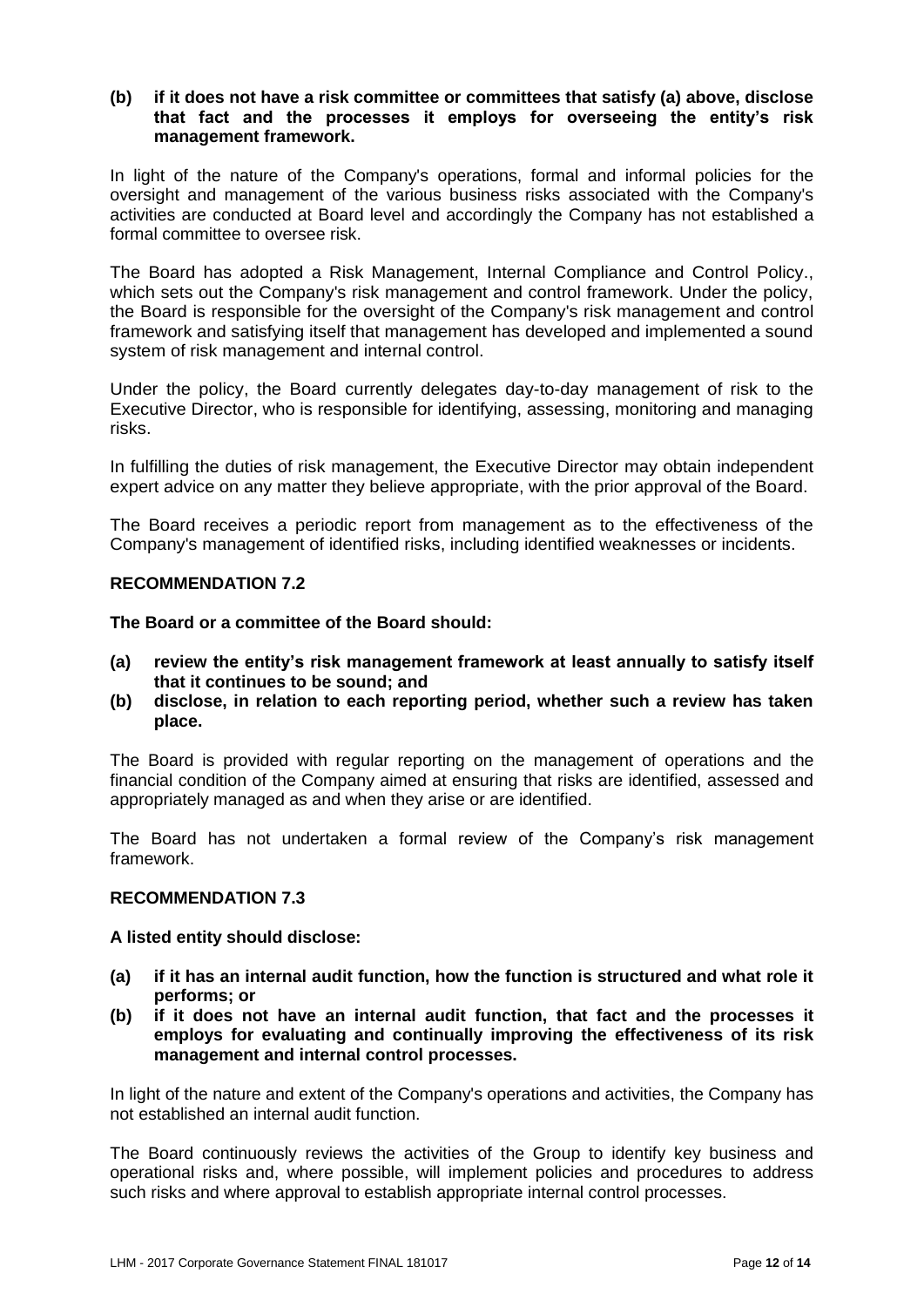**(b) if it does not have a risk committee or committees that satisfy (a) above, disclose that fact and the processes it employs for overseeing the entity's risk management framework.**

In light of the nature of the Company's operations, formal and informal policies for the oversight and management of the various business risks associated with the Company's activities are conducted at Board level and accordingly the Company has not established a formal committee to oversee risk.

The Board has adopted a Risk Management, Internal Compliance and Control Policy., which sets out the Company's risk management and control framework. Under the policy, the Board is responsible for the oversight of the Company's risk management and control framework and satisfying itself that management has developed and implemented a sound system of risk management and internal control.

Under the policy, the Board currently delegates day-to-day management of risk to the Executive Director, who is responsible for identifying, assessing, monitoring and managing risks.

In fulfilling the duties of risk management, the Executive Director may obtain independent expert advice on any matter they believe appropriate, with the prior approval of the Board.

The Board receives a periodic report from management as to the effectiveness of the Company's management of identified risks, including identified weaknesses or incidents.

**RECOMMENDATION 7.2**

**The Board or a committee of the Board should:**

**(a) review the entity's risk management framework at least annually to satisfy itself that it continues to be sound; and**
**(b) disclose, in relation to each reporting period, whether such a review has taken place.**

The Board is provided with regular reporting on the management of operations and the financial condition of the Company aimed at ensuring that risks are identified, assessed and appropriately managed as and when they arise or are identified.

The Board has not undertaken a formal review of the Company's risk management framework.

**RECOMMENDATION 7.3**

**A listed entity should disclose:**

**(a) if it has an internal audit function, how the function is structured and what role it performs; or**
**(b) if it does not have an internal audit function, that fact and the processes it employs for evaluating and continually improving the effectiveness of its risk management and internal control processes.**

In light of the nature and extent of the Company's operations and activities, the Company has not established an internal audit function.

The Board continuously reviews the activities of the Group to identify key business and operational risks and, where possible, will implement policies and procedures to address such risks and where approval to establish appropriate internal control processes.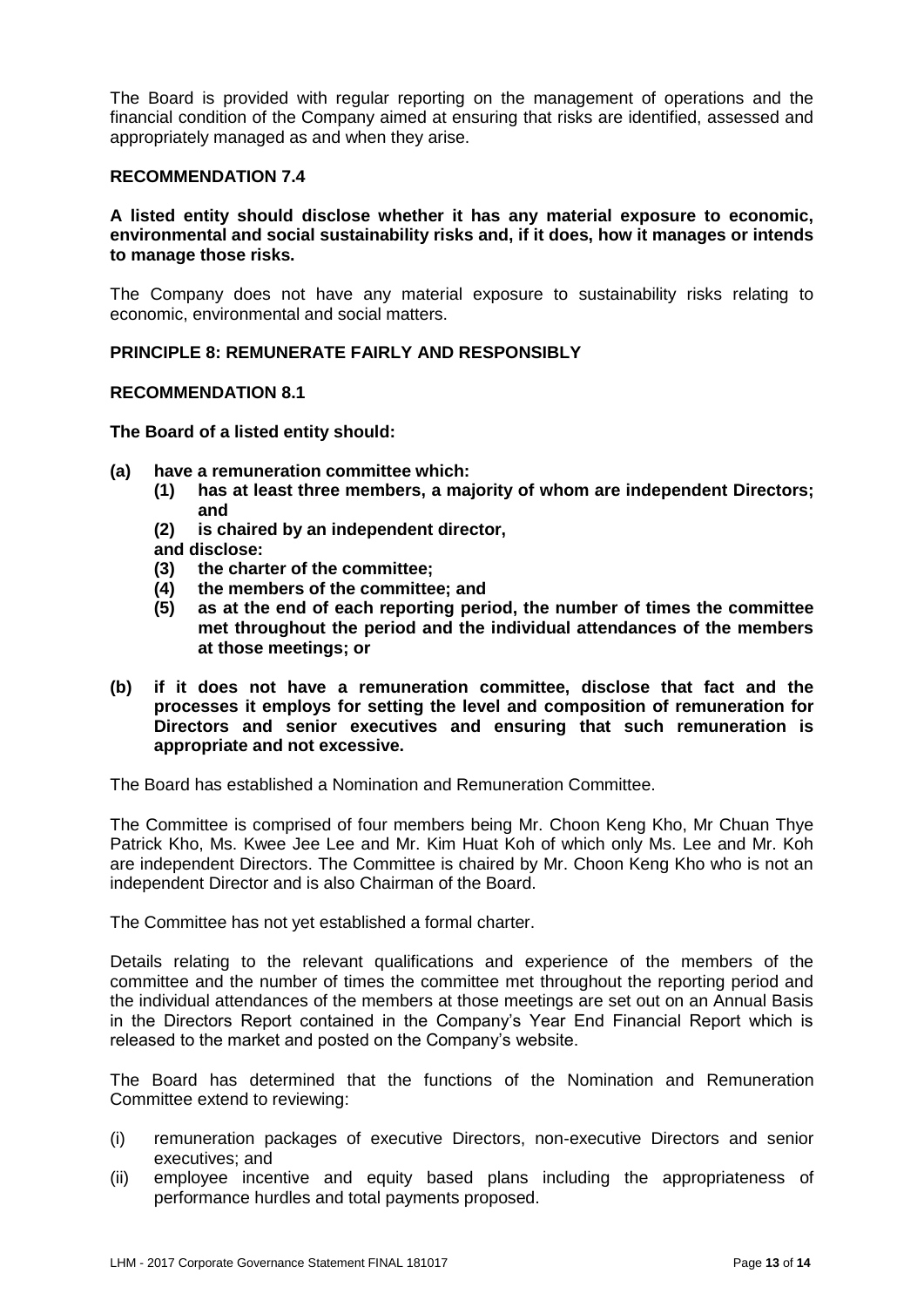The Board is provided with regular reporting on the management of operations and the financial condition of the Company aimed at ensuring that risks are identified, assessed and appropriately managed as and when they arise.

**RECOMMENDATION 7.4**

**A listed entity should disclose whether it has any material exposure to economic, environmental and social sustainability risks and, if it does, how it manages or intends to manage those risks.**

The Company does not have any material exposure to sustainability risks relating to economic, environmental and social matters.

**PRINCIPLE 8: REMUNERATE FAIRLY AND RESPONSIBLY**

**RECOMMENDATION 8.1**

**The Board of a listed entity should:**

**(a) have a remuneration committee which:**
 **(1) has at least three members, a majority of whom are independent Directors; and**
 **(2) is chaired by an independent director,**
 **and disclose:**
 **(3) the charter of the committee;**
 **(4) the members of the committee; and**
 **(5) as at the end of each reporting period, the number of times the committee met throughout the period and the individual attendances of the members at those meetings; or**

**(b) if it does not have a remuneration committee, disclose that fact and the processes it employs for setting the level and composition of remuneration for Directors and senior executives and ensuring that such remuneration is appropriate and not excessive.**

The Board has established a Nomination and Remuneration Committee.

The Committee is comprised of four members being Mr. Choon Keng Kho, Mr Chuan Thye Patrick Kho, Ms. Kwee Jee Lee and Mr. Kim Huat Koh of which only Ms. Lee and Mr. Koh are independent Directors. The Committee is chaired by Mr. Choon Keng Kho who is not an independent Director and is also Chairman of the Board.

The Committee has not yet established a formal charter.

Details relating to the relevant qualifications and experience of the members of the committee and the number of times the committee met throughout the reporting period and the individual attendances of the members at those meetings are set out on an Annual Basis in the Directors Report contained in the Company's Year End Financial Report which is released to the market and posted on the Company's website.

The Board has determined that the functions of the Nomination and Remuneration Committee extend to reviewing:

(i) remuneration packages of executive Directors, non-executive Directors and senior executives; and
(ii) employee incentive and equity based plans including the appropriateness of performance hurdles and total payments proposed.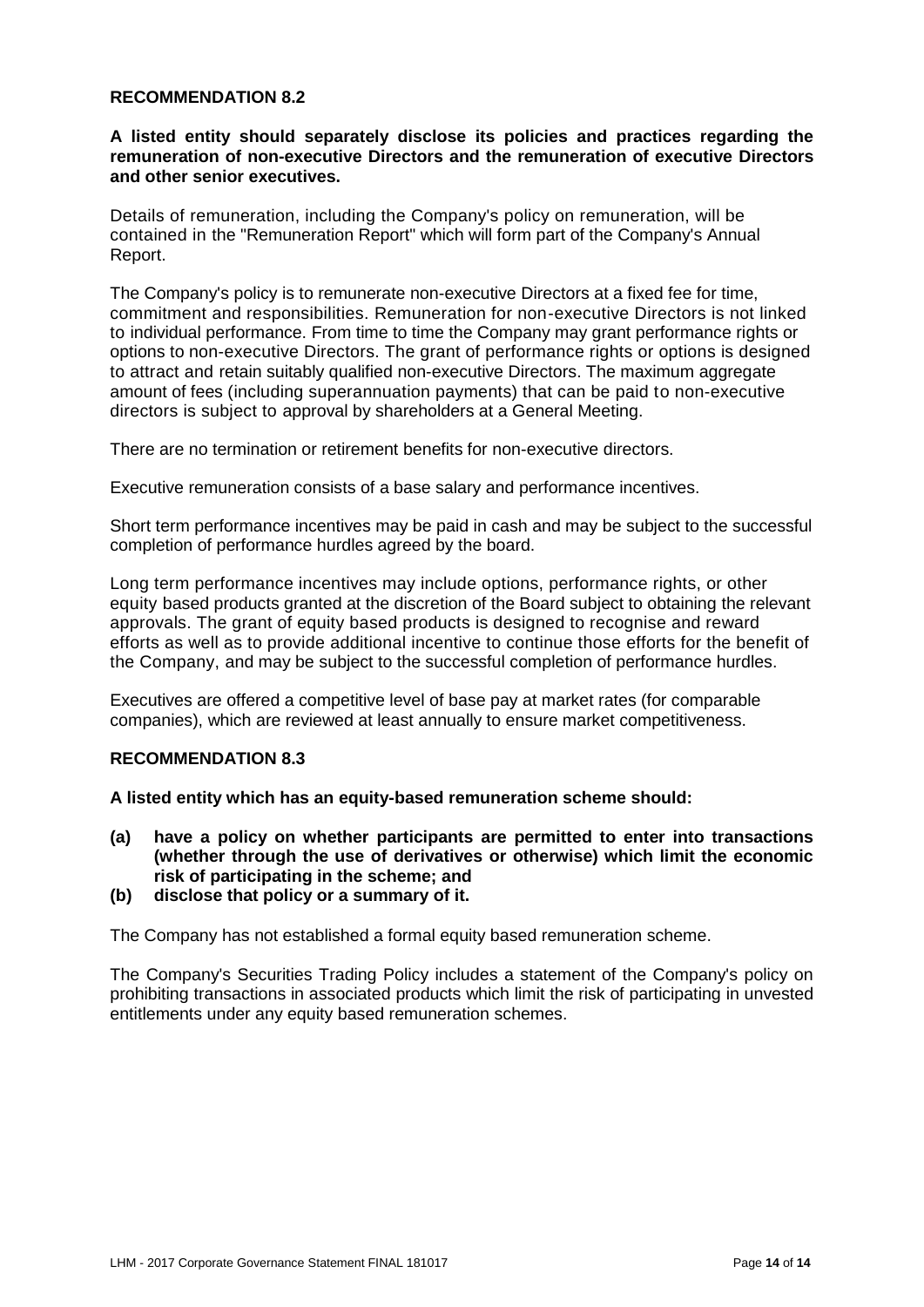**RECOMMENDATION 8.2**

**A listed entity should separately disclose its policies and practices regarding the remuneration of non-executive Directors and the remuneration of executive Directors and other senior executives.**

Details of remuneration, including the Company's policy on remuneration, will be contained in the "Remuneration Report" which will form part of the Company's Annual Report.

The Company's policy is to remunerate non-executive Directors at a fixed fee for time, commitment and responsibilities. Remuneration for non-executive Directors is not linked to individual performance. From time to time the Company may grant performance rights or options to non-executive Directors. The grant of performance rights or options is designed to attract and retain suitably qualified non-executive Directors. The maximum aggregate amount of fees (including superannuation payments) that can be paid to non-executive directors is subject to approval by shareholders at a General Meeting.

There are no termination or retirement benefits for non-executive directors.

Executive remuneration consists of a base salary and performance incentives.

Short term performance incentives may be paid in cash and may be subject to the successful completion of performance hurdles agreed by the board.

Long term performance incentives may include options, performance rights, or other equity based products granted at the discretion of the Board subject to obtaining the relevant approvals. The grant of equity based products is designed to recognise and reward efforts as well as to provide additional incentive to continue those efforts for the benefit of the Company, and may be subject to the successful completion of performance hurdles.

Executives are offered a competitive level of base pay at market rates (for comparable companies), which are reviewed at least annually to ensure market competitiveness.

**RECOMMENDATION 8.3**

**A listed entity which has an equity-based remuneration scheme should:**

**(a) have a policy on whether participants are permitted to enter into transactions (whether through the use of derivatives or otherwise) which limit the economic risk of participating in the scheme; and**

**(b) disclose that policy or a summary of it.**

The Company has not established a formal equity based remuneration scheme.

The Company's Securities Trading Policy includes a statement of the Company's policy on prohibiting transactions in associated products which limit the risk of participating in unvested entitlements under any equity based remuneration schemes.